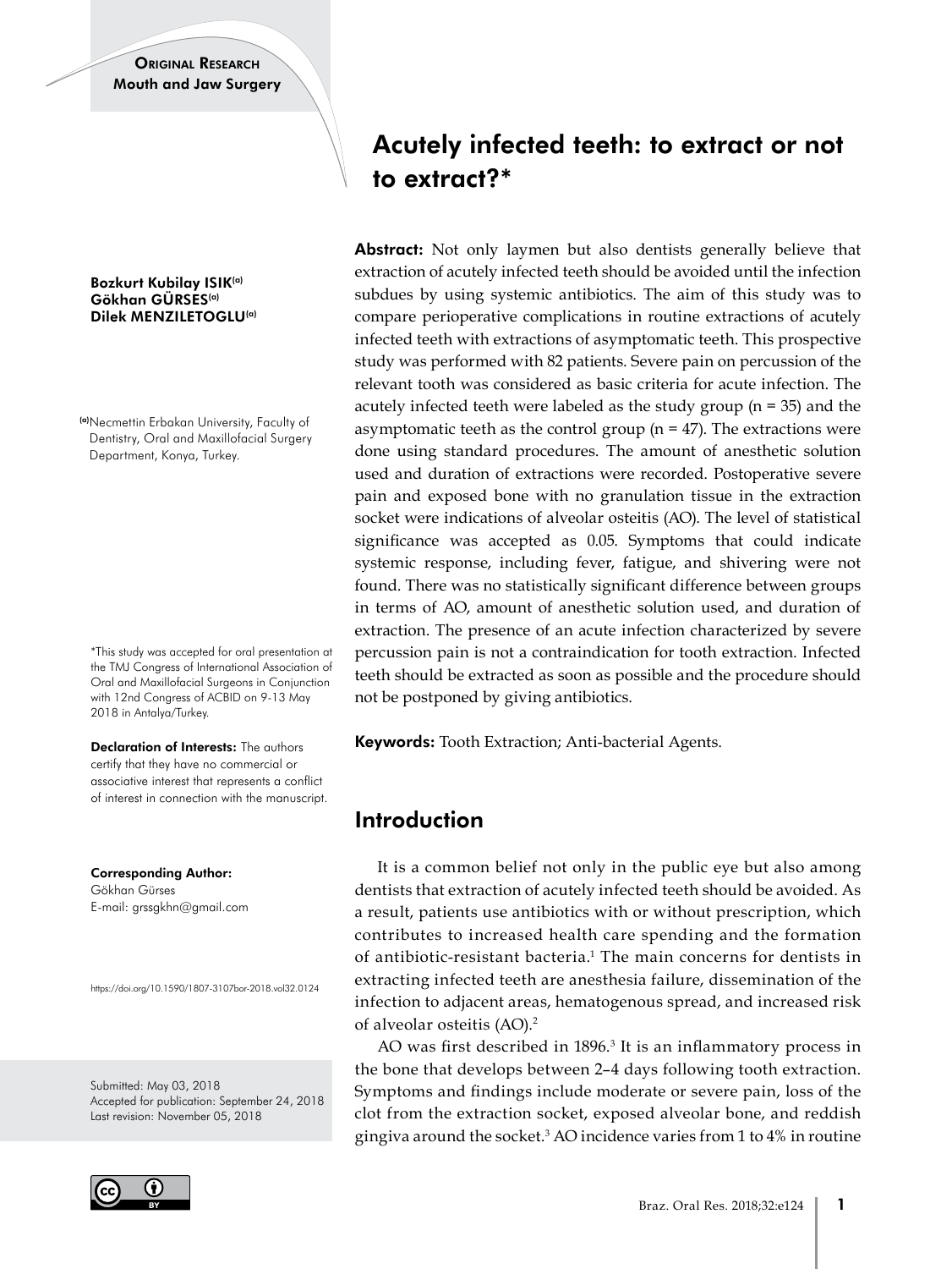ORIGINAL RESEARCH
Mouth and Jaw Surgery

# Acutely infected teeth: to extract or not to extract?*

**Bozkurt Kubilay ISIK**[(a)]
**Gökhan GÜRSES**[(a)]
**Dilek MENZILETOGLU**[(a)]

[(a)]Necmettin Erbakan University, Faculty of Dentistry, Oral and Maxillofacial Surgery Department, Konya, Turkey.

*This study was accepted for oral presentation at the TMJ Congress of International Association of Oral and Maxillofacial Surgeons in Conjunction with 12nd Congress of ACBID on 9-13 May 2018 in Antalya/Turkey.

**Declaration of Interests:** The authors certify that they have no commercial or associative interest that represents a conflict of interest in connection with the manuscript.

**Corresponding Author:**
Gökhan Gürses
E-mail: grssgkhn@gmail.com

https://doi.org/10.1590/1807-3107bor-2018.vol32.0124

Submitted: May 03, 2018
Accepted for publication: September 24, 2018
Last revision: November 05, 2018

**Abstract:** Not only laymen but also dentists generally believe that extraction of acutely infected teeth should be avoided until the infection subdues by using systemic antibiotics. The aim of this study was to compare perioperative complications in routine extractions of acutely infected teeth with extractions of asymptomatic teeth. This prospective study was performed with 82 patients. Severe pain on percussion of the relevant tooth was considered as basic criteria for acute infection. The acutely infected teeth were labeled as the study group (n = 35) and the asymptomatic teeth as the control group (n = 47). The extractions were done using standard procedures. The amount of anesthetic solution used and duration of extractions were recorded. Postoperative severe pain and exposed bone with no granulation tissue in the extraction socket were indications of alveolar osteitis (AO). The level of statistical significance was accepted as 0.05. Symptoms that could indicate systemic response, including fever, fatigue, and shivering were not found. There was no statistically significant difference between groups in terms of AO, amount of anesthetic solution used, and duration of extraction. The presence of an acute infection characterized by severe percussion pain is not a contraindication for tooth extraction. Infected teeth should be extracted as soon as possible and the procedure should not be postponed by giving antibiotics.

**Keywords:** Tooth Extraction; Anti-bacterial Agents.

## Introduction

It is a common belief not only in the public eye but also among dentists that extraction of acutely infected teeth should be avoided. As a result, patients use antibiotics with or without prescription, which contributes to increased health care spending and the formation of antibiotic-resistant bacteria.[1] The main concerns for dentists in extracting infected teeth are anesthesia failure, dissemination of the infection to adjacent areas, hematogenous spread, and increased risk of alveolar osteitis (AO).[2]

AO was first described in 1896.[3] It is an inflammatory process in the bone that develops between 2–4 days following tooth extraction. Symptoms and findings include moderate or severe pain, loss of the clot from the extraction socket, exposed alveolar bone, and reddish gingiva around the socket.[3] AO incidence varies from 1 to 4% in routine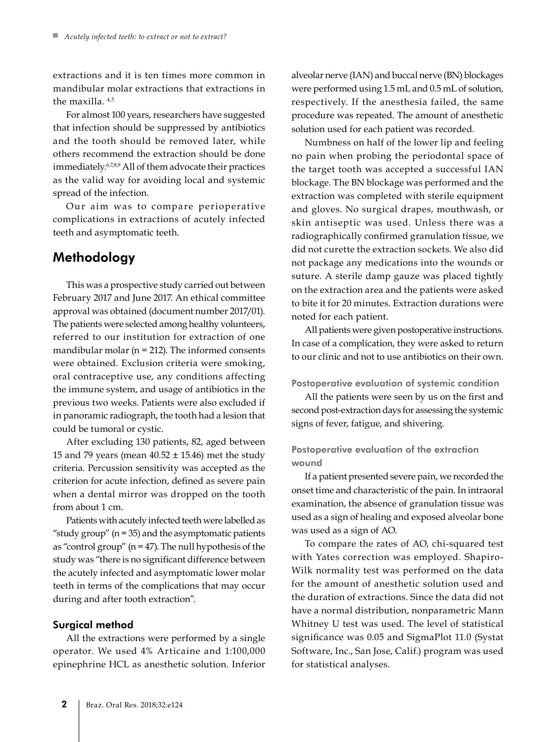extractions and it is ten times more common in mandibular molar extractions that extractions in the maxilla.[4,5]

For almost 100 years, researchers have suggested that infection should be suppressed by antibiotics and the tooth should be removed later, while others recommend the extraction should be done immediately.[6,7,8,9] All of them advocate their practices as the valid way for avoiding local and systemic spread of the infection.

Our aim was to compare perioperative complications in extractions of acutely infected teeth and asymptomatic teeth.

## Methodology

This was a prospective study carried out between February 2017 and June 2017. An ethical committee approval was obtained (document number 2017/01). The patients were selected among healthy volunteers, referred to our institution for extraction of one mandibular molar (n = 212). The informed consents were obtained. Exclusion criteria were smoking, oral contraceptive use, any conditions affecting the immune system, and usage of antibiotics in the previous two weeks. Patients were also excluded if in panoramic radiograph, the tooth had a lesion that could be tumoral or cystic.

After excluding 130 patients, 82, aged between 15 and 79 years (mean 40.52 ± 15.46) met the study criteria. Percussion sensitivity was accepted as the criterion for acute infection, defined as severe pain when a dental mirror was dropped on the tooth from about 1 cm.

Patients with acutely infected teeth were labelled as "study group" (n = 35) and the asymptomatic patients as "control group" (n = 47). The null hypothesis of the study was "there is no significant difference between the acutely infected and asymptomatic lower molar teeth in terms of the complications that may occur during and after tooth extraction".

### Surgical method

All the extractions were performed by a single operator. We used 4% Articaine and 1:100,000 epinephrine HCL as anesthetic solution. Inferior alveolar nerve (IAN) and buccal nerve (BN) blockages were performed using 1.5 mL and 0.5 mL of solution, respectively. If the anesthesia failed, the same procedure was repeated. The amount of anesthetic solution used for each patient was recorded.

Numbness on half of the lower lip and feeling no pain when probing the periodontal space of the target tooth was accepted a successful IAN blockage. The BN blockage was performed and the extraction was completed with sterile equipment and gloves. No surgical drapes, mouthwash, or skin antiseptic was used. Unless there was a radiographically confirmed granulation tissue, we did not curette the extraction sockets. We also did not package any medications into the wounds or suture. A sterile damp gauze was placed tightly on the extraction area and the patients were asked to bite it for 20 minutes. Extraction durations were noted for each patient.

All patients were given postoperative instructions. In case of a complication, they were asked to return to our clinic and not to use antibiotics on their own.

#### Postoperative evaluation of systemic condition

All the patients were seen by us on the first and second post-extraction days for assessing the systemic signs of fever, fatigue, and shivering.

#### Postoperative evaluation of the extraction wound

If a patient presented severe pain, we recorded the onset time and characteristic of the pain. In intraoral examination, the absence of granulation tissue was used as a sign of healing and exposed alveolar bone was used as a sign of AO.

To compare the rates of AO, chi-squared test with Yates correction was employed. Shapiro-Wilk normality test was performed on the data for the amount of anesthetic solution used and the duration of extractions. Since the data did not have a normal distribution, nonparametric Mann Whitney U test was used. The level of statistical significance was 0.05 and SigmaPlot 11.0 (Systat Software, Inc., San Jose, Calif.) program was used for statistical analyses.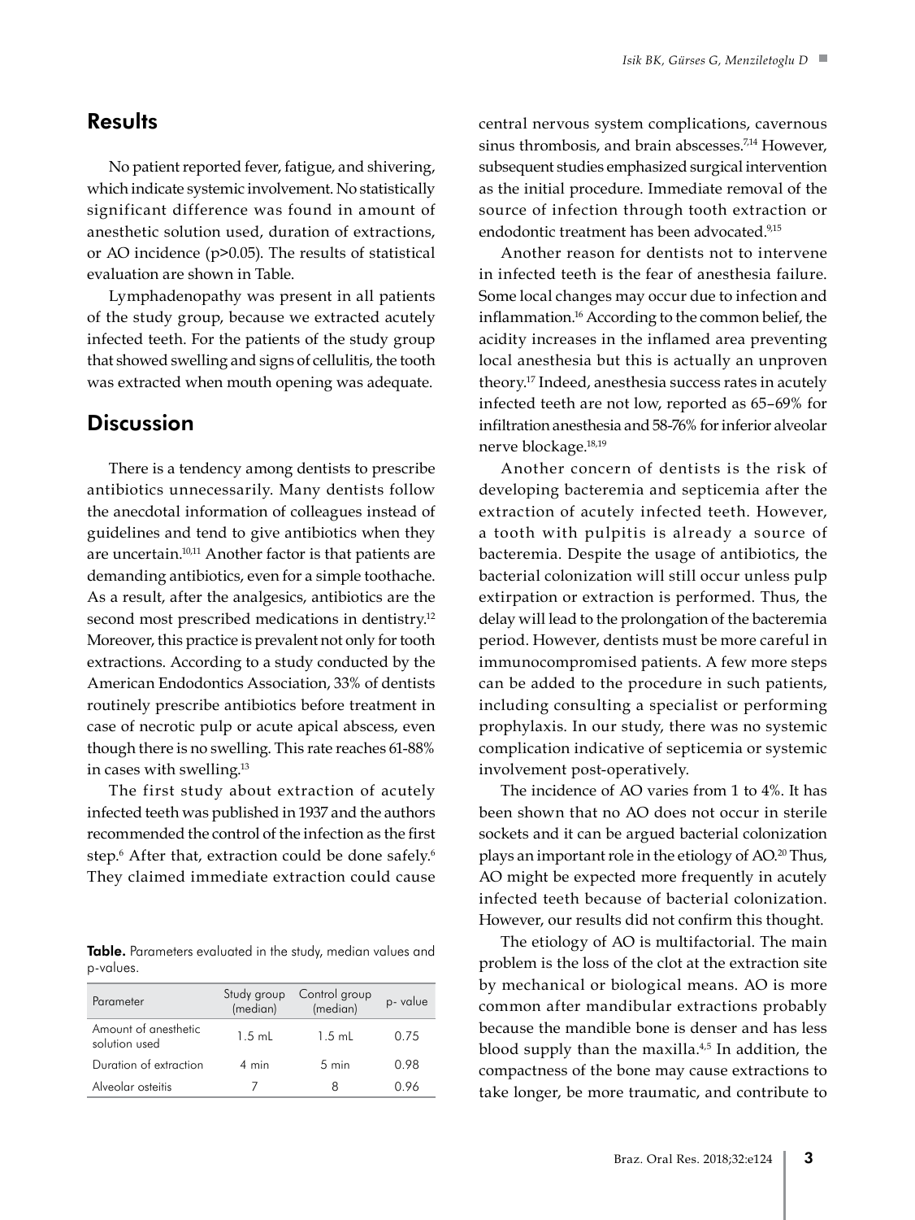## Results

No patient reported fever, fatigue, and shivering, which indicate systemic involvement. No statistically significant difference was found in amount of anesthetic solution used, duration of extractions, or AO incidence (p>0.05). The results of statistical evaluation are shown in Table.

Lymphadenopathy was present in all patients of the study group, because we extracted acutely infected teeth. For the patients of the study group that showed swelling and signs of cellulitis, the tooth was extracted when mouth opening was adequate.

## Discussion

There is a tendency among dentists to prescribe antibiotics unnecessarily. Many dentists follow the anecdotal information of colleagues instead of guidelines and tend to give antibiotics when they are uncertain.[10,11] Another factor is that patients are demanding antibiotics, even for a simple toothache. As a result, after the analgesics, antibiotics are the second most prescribed medications in dentistry.[12] Moreover, this practice is prevalent not only for tooth extractions. According to a study conducted by the American Endodontics Association, 33% of dentists routinely prescribe antibiotics before treatment in case of necrotic pulp or acute apical abscess, even though there is no swelling. This rate reaches 61-88% in cases with swelling.[13]

The first study about extraction of acutely infected teeth was published in 1937 and the authors recommended the control of the infection as the first step.[6] After that, extraction could be done safely.[6] They claimed immediate extraction could cause central nervous system complications, cavernous sinus thrombosis, and brain abscesses.[7,14] However, subsequent studies emphasized surgical intervention as the initial procedure. Immediate removal of the source of infection through tooth extraction or endodontic treatment has been advocated.[9,15]

**Table.** Parameters evaluated in the study, median values and p-values.

| Parameter | Study group (median) | Control group (median) | p- value |
|---|---|---|---|
| Amount of anesthetic solution used | 1.5 mL | 1.5 mL | 0.75 |
| Duration of extraction | 4 min | 5 min | 0.98 |
| Alveolar osteitis | 7 | 8 | 0.96 |

Another reason for dentists not to intervene in infected teeth is the fear of anesthesia failure. Some local changes may occur due to infection and inflammation.[16] According to the common belief, the acidity increases in the inflamed area preventing local anesthesia but this is actually an unproven theory.[17] Indeed, anesthesia success rates in acutely infected teeth are not low, reported as 65–69% for infiltration anesthesia and 58-76% for inferior alveolar nerve blockage.[18,19]

Another concern of dentists is the risk of developing bacteremia and septicemia after the extraction of acutely infected teeth. However, a tooth with pulpitis is already a source of bacteremia. Despite the usage of antibiotics, the bacterial colonization will still occur unless pulp extirpation or extraction is performed. Thus, the delay will lead to the prolongation of the bacteremia period. However, dentists must be more careful in immunocompromised patients. A few more steps can be added to the procedure in such patients, including consulting a specialist or performing prophylaxis. In our study, there was no systemic complication indicative of septicemia or systemic involvement post-operatively.

The incidence of AO varies from 1 to 4%. It has been shown that no AO does not occur in sterile sockets and it can be argued bacterial colonization plays an important role in the etiology of AO.[20] Thus, AO might be expected more frequently in acutely infected teeth because of bacterial colonization. However, our results did not confirm this thought.

The etiology of AO is multifactorial. The main problem is the loss of the clot at the extraction site by mechanical or biological means. AO is more common after mandibular extractions probably because the mandible bone is denser and has less blood supply than the maxilla.[4,5] In addition, the compactness of the bone may cause extractions to take longer, be more traumatic, and contribute to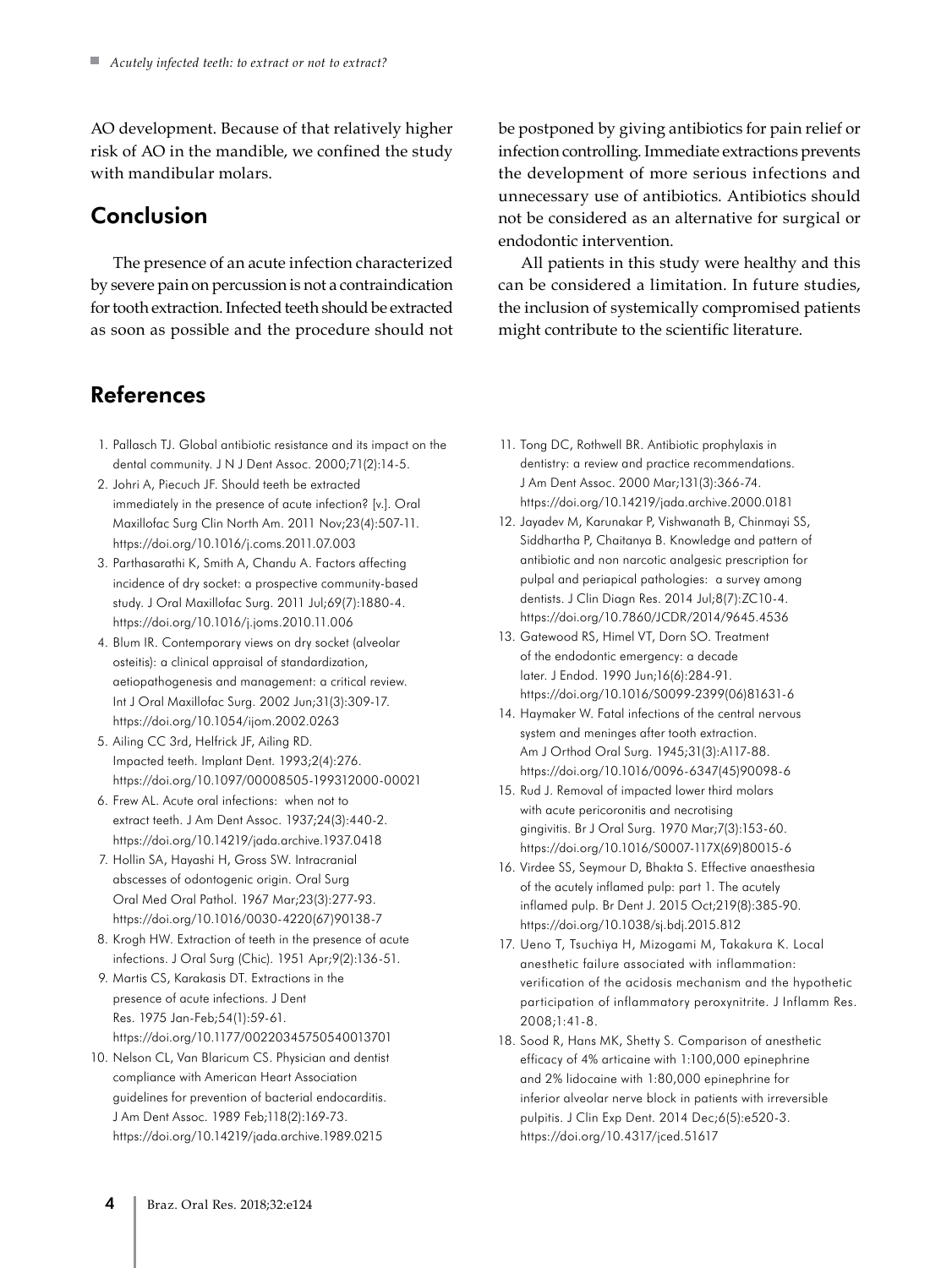AO development. Because of that relatively higher risk of AO in the mandible, we confined the study with mandibular molars.

## Conclusion

The presence of an acute infection characterized by severe pain on percussion is not a contraindication for tooth extraction. Infected teeth should be extracted as soon as possible and the procedure should not be postponed by giving antibiotics for pain relief or infection controlling. Immediate extractions prevents the development of more serious infections and unnecessary use of antibiotics. Antibiotics should not be considered as an alternative for surgical or endodontic intervention.

All patients in this study were healthy and this can be considered a limitation. In future studies, the inclusion of systemically compromised patients might contribute to the scientific literature.

## References

1. Pallasch TJ. Global antibiotic resistance and its impact on the dental community. J N J Dent Assoc. 2000;71(2):14-5.
2. Johri A, Piecuch JF. Should teeth be extracted immediately in the presence of acute infection? [v.]. Oral Maxillofac Surg Clin North Am. 2011 Nov;23(4):507-11. https://doi.org/10.1016/j.coms.2011.07.003
3. Parthasarathi K, Smith A, Chandu A. Factors affecting incidence of dry socket: a prospective community-based study. J Oral Maxillofac Surg. 2011 Jul;69(7):1880-4. https://doi.org/10.1016/j.joms.2010.11.006
4. Blum IR. Contemporary views on dry socket (alveolar osteitis): a clinical appraisal of standardization, aetiopathogenesis and management: a critical review. Int J Oral Maxillofac Surg. 2002 Jun;31(3):309-17. https://doi.org/10.1054/ijom.2002.0263
5. Ailing CC 3rd, Helfrick JF, Ailing RD. Impacted teeth. Implant Dent. 1993;2(4):276. https://doi.org/10.1097/00008505-199312000-00021
6. Frew AL. Acute oral infections: when not to extract teeth. J Am Dent Assoc. 1937;24(3):440-2. https://doi.org/10.14219/jada.archive.1937.0418
7. Hollin SA, Hayashi H, Gross SW. Intracranial abscesses of odontogenic origin. Oral Surg Oral Med Oral Pathol. 1967 Mar;23(3):277-93. https://doi.org/10.1016/0030-4220(67)90138-7
8. Krogh HW. Extraction of teeth in the presence of acute infections. J Oral Surg (Chic). 1951 Apr;9(2):136-51.
9. Martis CS, Karakasis DT. Extractions in the presence of acute infections. J Dent Res. 1975 Jan-Feb;54(1):59-61. https://doi.org/10.1177/00220345750540013701
10. Nelson CL, Van Blaricum CS. Physician and dentist compliance with American Heart Association guidelines for prevention of bacterial endocarditis. J Am Dent Assoc. 1989 Feb;118(2):169-73. https://doi.org/10.14219/jada.archive.1989.0215
11. Tong DC, Rothwell BR. Antibiotic prophylaxis in dentistry: a review and practice recommendations. J Am Dent Assoc. 2000 Mar;131(3):366-74. https://doi.org/10.14219/jada.archive.2000.0181
12. Jayadev M, Karunakar P, Vishwanath B, Chinmayi SS, Siddhartha P, Chaitanya B. Knowledge and pattern of antibiotic and non narcotic analgesic prescription for pulpal and periapical pathologies: a survey among dentists. J Clin Diagn Res. 2014 Jul;8(7):ZC10-4. https://doi.org/10.7860/JCDR/2014/9645.4536
13. Gatewood RS, Himel VT, Dorn SO. Treatment of the endodontic emergency: a decade later. J Endod. 1990 Jun;16(6):284-91. https://doi.org/10.1016/S0099-2399(06)81631-6
14. Haymaker W. Fatal infections of the central nervous system and meninges after tooth extraction. Am J Orthod Oral Surg. 1945;31(3):A117-88. https://doi.org/10.1016/0096-6347(45)90098-6
15. Rud J. Removal of impacted lower third molars with acute pericoronitis and necrotising gingivitis. Br J Oral Surg. 1970 Mar;7(3):153-60. https://doi.org/10.1016/S0007-117X(69)80015-6
16. Virdee SS, Seymour D, Bhakta S. Effective anaesthesia of the acutely inflamed pulp: part 1. The acutely inflamed pulp. Br Dent J. 2015 Oct;219(8):385-90. https://doi.org/10.1038/sj.bdj.2015.812
17. Ueno T, Tsuchiya H, Mizogami M, Takakura K. Local anesthetic failure associated with inflammation: verification of the acidosis mechanism and the hypothetic participation of inflammatory peroxynitrite. J Inflamm Res. 2008;1:41-8.
18. Sood R, Hans MK, Shetty S. Comparison of anesthetic efficacy of 4% articaine with 1:100,000 epinephrine and 2% lidocaine with 1:80,000 epinephrine for inferior alveolar nerve block in patients with irreversible pulpitis. J Clin Exp Dent. 2014 Dec;6(5):e520-3. https://doi.org/10.4317/jced.51617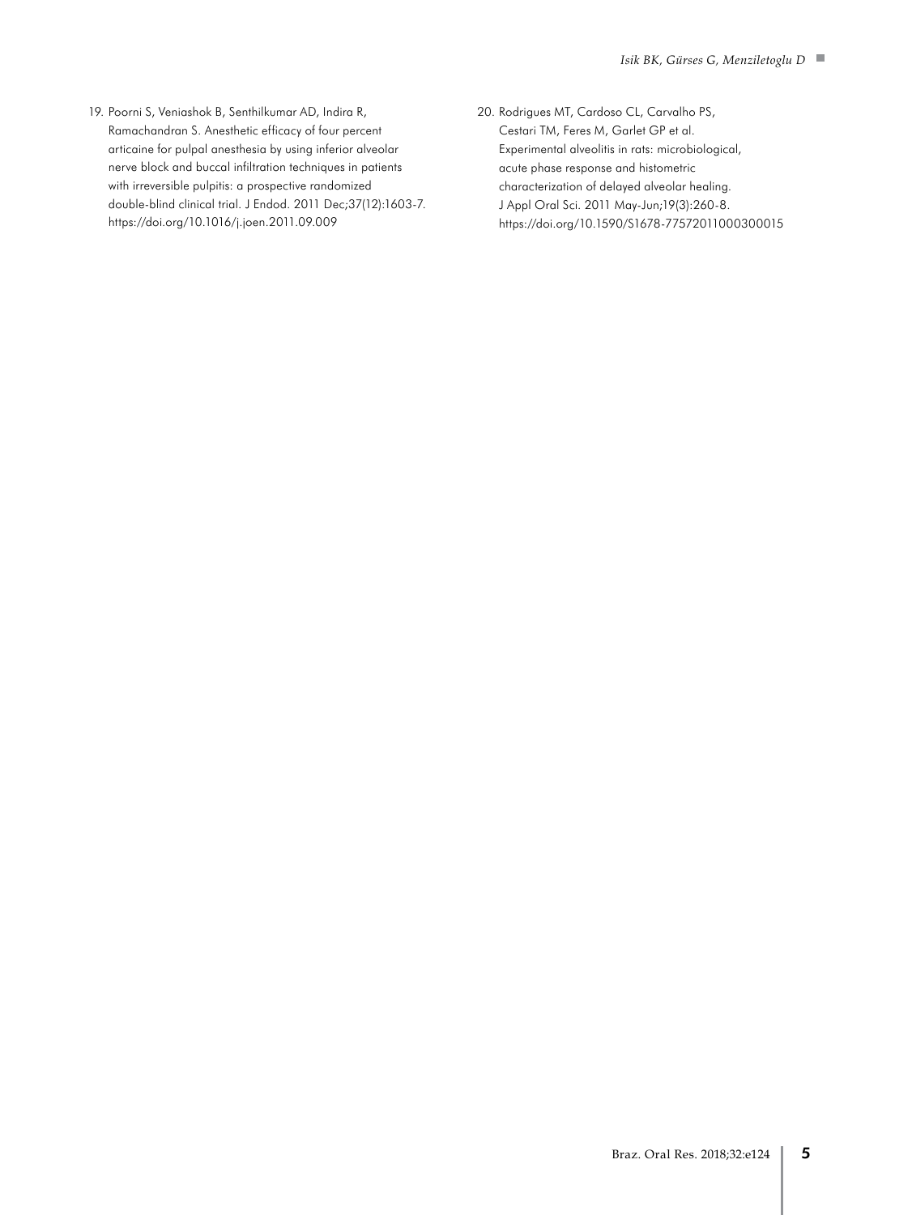19. Poorni S, Veniashok B, Senthilkumar AD, Indira R, Ramachandran S. Anesthetic efficacy of four percent articaine for pulpal anesthesia by using inferior alveolar nerve block and buccal infiltration techniques in patients with irreversible pulpitis: a prospective randomized double-blind clinical trial. J Endod. 2011 Dec;37(12):1603-7. https://doi.org/10.1016/j.joen.2011.09.009

20. Rodrigues MT, Cardoso CL, Carvalho PS, Cestari TM, Feres M, Garlet GP et al. Experimental alveolitis in rats: microbiological, acute phase response and histometric characterization of delayed alveolar healing. J Appl Oral Sci. 2011 May-Jun;19(3):260-8. https://doi.org/10.1590/S1678-77572011000300015